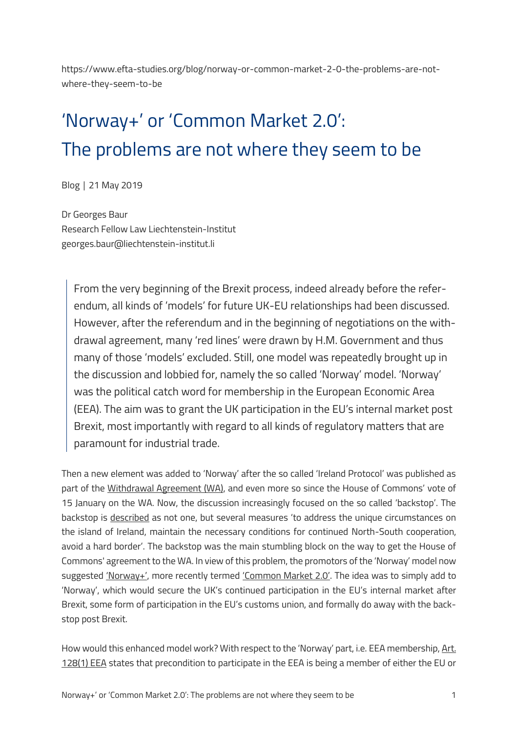https://www.efta-studies.org/blog/norway-or-common-market-2-0-the-problems-are-not-where-they-seem-to-be

# 'Norway+' or 'Common Market 2.0': The problems are not where they seem to be

Blog | 21 May 2019

Dr Georges Baur
Research Fellow Law Liechtenstein-Institut
georges.baur@liechtenstein-institut.li

> From the very beginning of the Brexit process, indeed already before the referendum, all kinds of 'models' for future UK-EU relationships had been discussed. However, after the referendum and in the beginning of negotiations on the withdrawal agreement, many 'red lines' were drawn by H.M. Government and thus many of those 'models' excluded. Still, one model was repeatedly brought up in the discussion and lobbied for, namely the so called 'Norway' model. 'Norway' was the political catch word for membership in the European Economic Area (EEA). The aim was to grant the UK participation in the EU's internal market post Brexit, most importantly with regard to all kinds of regulatory matters that are paramount for industrial trade.

Then a new element was added to 'Norway' after the so called 'Ireland Protocol' was published as part of the Withdrawal Agreement (WA), and even more so since the House of Commons' vote of 15 January on the WA. Now, the discussion increasingly focused on the so called 'backstop'. The backstop is described as not one, but several measures 'to address the unique circumstances on the island of Ireland, maintain the necessary conditions for continued North-South cooperation, avoid a hard border'. The backstop was the main stumbling block on the way to get the House of Commons' agreement to the WA. In view of this problem, the promotors of the 'Norway' model now suggested 'Norway+', more recently termed 'Common Market 2.0'. The idea was to simply add to 'Norway', which would secure the UK's continued participation in the EU's internal market after Brexit, some form of participation in the EU's customs union, and formally do away with the backstop post Brexit.

How would this enhanced model work? With respect to the 'Norway' part, i.e. EEA membership, Art. 128(1) EEA states that precondition to participate in the EEA is being a member of either the EU or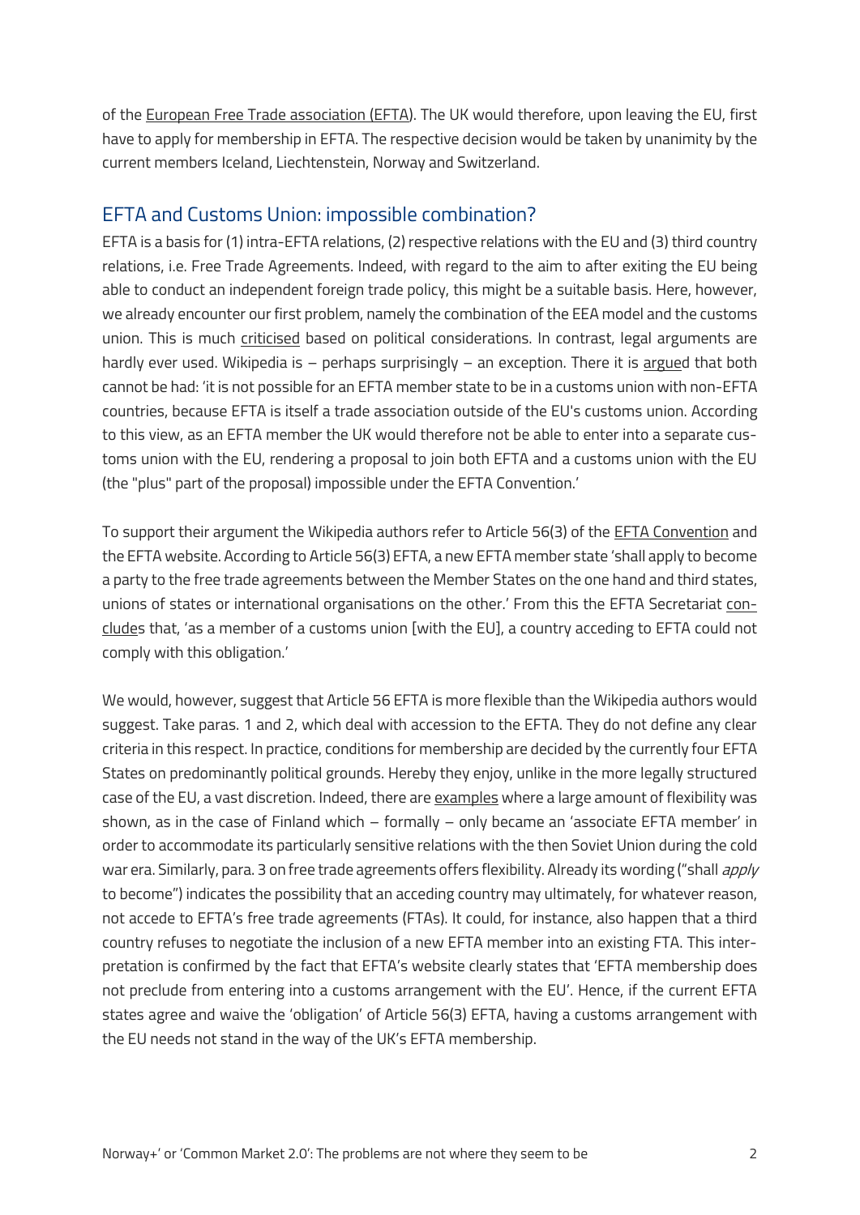of the European Free Trade association (EFTA). The UK would therefore, upon leaving the EU, first have to apply for membership in EFTA. The respective decision would be taken by unanimity by the current members Iceland, Liechtenstein, Norway and Switzerland.

## EFTA and Customs Union: impossible combination?

EFTA is a basis for (1) intra-EFTA relations, (2) respective relations with the EU and (3) third country relations, i.e. Free Trade Agreements. Indeed, with regard to the aim to after exiting the EU being able to conduct an independent foreign trade policy, this might be a suitable basis. Here, however, we already encounter our first problem, namely the combination of the EEA model and the customs union. This is much criticised based on political considerations. In contrast, legal arguments are hardly ever used. Wikipedia is – perhaps surprisingly – an exception. There it is argued that both cannot be had: 'it is not possible for an EFTA member state to be in a customs union with non-EFTA countries, because EFTA is itself a trade association outside of the EU's customs union. According to this view, as an EFTA member the UK would therefore not be able to enter into a separate customs union with the EU, rendering a proposal to join both EFTA and a customs union with the EU (the "plus" part of the proposal) impossible under the EFTA Convention.'

To support their argument the Wikipedia authors refer to Article 56(3) of the EFTA Convention and the EFTA website. According to Article 56(3) EFTA, a new EFTA member state 'shall apply to become a party to the free trade agreements between the Member States on the one hand and third states, unions of states or international organisations on the other.' From this the EFTA Secretariat concludes that, 'as a member of a customs union [with the EU], a country acceding to EFTA could not comply with this obligation.'

We would, however, suggest that Article 56 EFTA is more flexible than the Wikipedia authors would suggest. Take paras. 1 and 2, which deal with accession to the EFTA. They do not define any clear criteria in this respect. In practice, conditions for membership are decided by the currently four EFTA States on predominantly political grounds. Hereby they enjoy, unlike in the more legally structured case of the EU, a vast discretion. Indeed, there are examples where a large amount of flexibility was shown, as in the case of Finland which – formally – only became an 'associate EFTA member' in order to accommodate its particularly sensitive relations with the then Soviet Union during the cold war era. Similarly, para. 3 on free trade agreements offers flexibility. Already its wording ("shall *apply* to become") indicates the possibility that an acceding country may ultimately, for whatever reason, not accede to EFTA's free trade agreements (FTAs). It could, for instance, also happen that a third country refuses to negotiate the inclusion of a new EFTA member into an existing FTA. This interpretation is confirmed by the fact that EFTA's website clearly states that 'EFTA membership does not preclude from entering into a customs arrangement with the EU'. Hence, if the current EFTA states agree and waive the 'obligation' of Article 56(3) EFTA, having a customs arrangement with the EU needs not stand in the way of the UK's EFTA membership.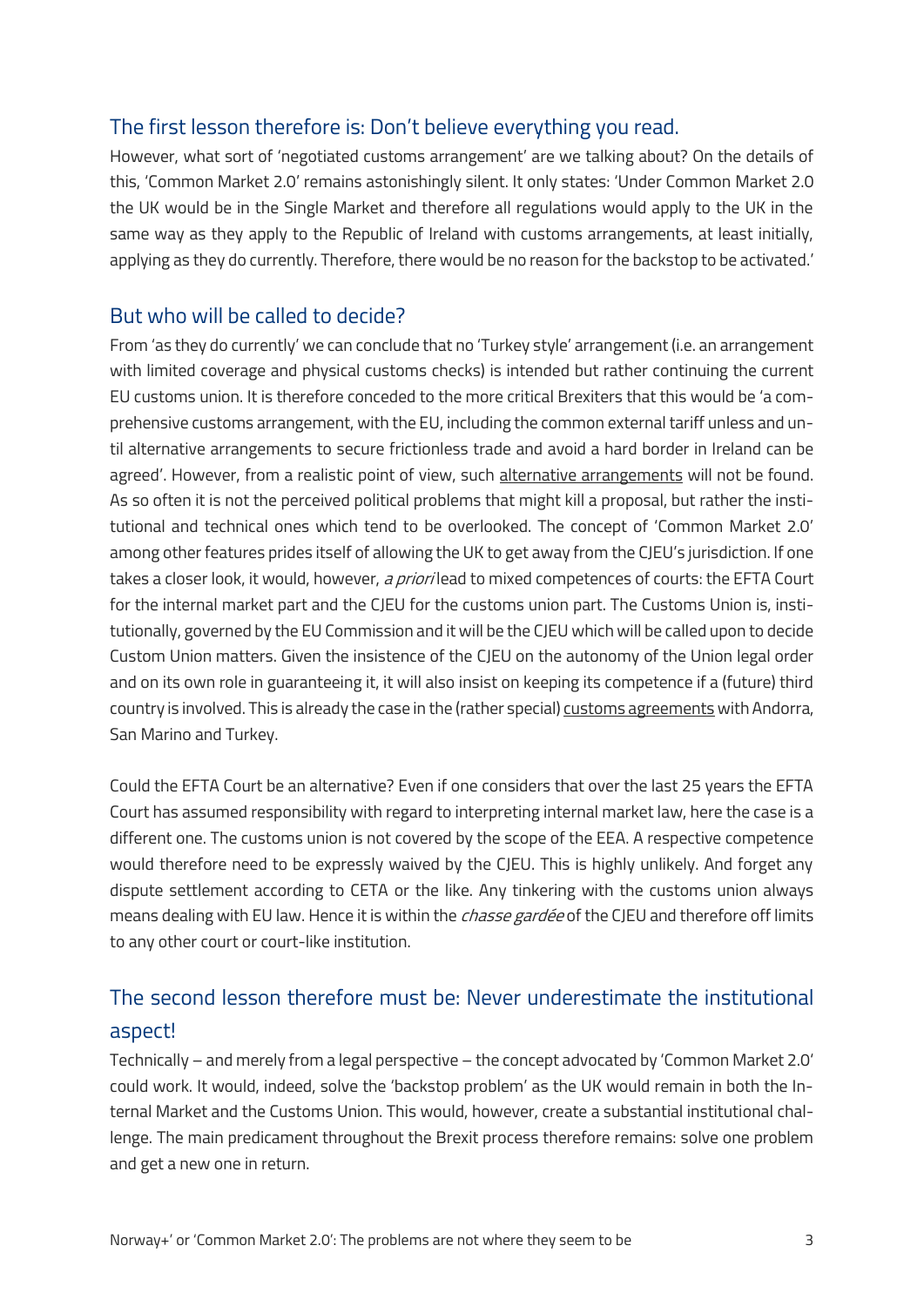## The first lesson therefore is: Don't believe everything you read.

However, what sort of 'negotiated customs arrangement' are we talking about? On the details of this, 'Common Market 2.0' remains astonishingly silent. It only states: 'Under Common Market 2.0 the UK would be in the Single Market and therefore all regulations would apply to the UK in the same way as they apply to the Republic of Ireland with customs arrangements, at least initially, applying as they do currently. Therefore, there would be no reason for the backstop to be activated.'

## But who will be called to decide?

From 'as they do currently' we can conclude that no 'Turkey style' arrangement (i.e. an arrangement with limited coverage and physical customs checks) is intended but rather continuing the current EU customs union. It is therefore conceded to the more critical Brexiters that this would be 'a comprehensive customs arrangement, with the EU, including the common external tariff unless and until alternative arrangements to secure frictionless trade and avoid a hard border in Ireland can be agreed'. However, from a realistic point of view, such alternative arrangements will not be found. As so often it is not the perceived political problems that might kill a proposal, but rather the institutional and technical ones which tend to be overlooked. The concept of 'Common Market 2.0' among other features prides itself of allowing the UK to get away from the CJEU's jurisdiction. If one takes a closer look, it would, however, *a priori* lead to mixed competences of courts: the EFTA Court for the internal market part and the CJEU for the customs union part. The Customs Union is, institutionally, governed by the EU Commission and it will be the CJEU which will be called upon to decide Custom Union matters. Given the insistence of the CJEU on the autonomy of the Union legal order and on its own role in guaranteeing it, it will also insist on keeping its competence if a (future) third country is involved. This is already the case in the (rather special) customs agreements with Andorra, San Marino and Turkey.

Could the EFTA Court be an alternative? Even if one considers that over the last 25 years the EFTA Court has assumed responsibility with regard to interpreting internal market law, here the case is a different one. The customs union is not covered by the scope of the EEA. A respective competence would therefore need to be expressly waived by the CJEU. This is highly unlikely. And forget any dispute settlement according to CETA or the like. Any tinkering with the customs union always means dealing with EU law. Hence it is within the *chasse gardée* of the CJEU and therefore off limits to any other court or court-like institution.

## The second lesson therefore must be: Never underestimate the institutional aspect!

Technically – and merely from a legal perspective – the concept advocated by 'Common Market 2.0' could work. It would, indeed, solve the 'backstop problem' as the UK would remain in both the Internal Market and the Customs Union. This would, however, create a substantial institutional challenge. The main predicament throughout the Brexit process therefore remains: solve one problem and get a new one in return.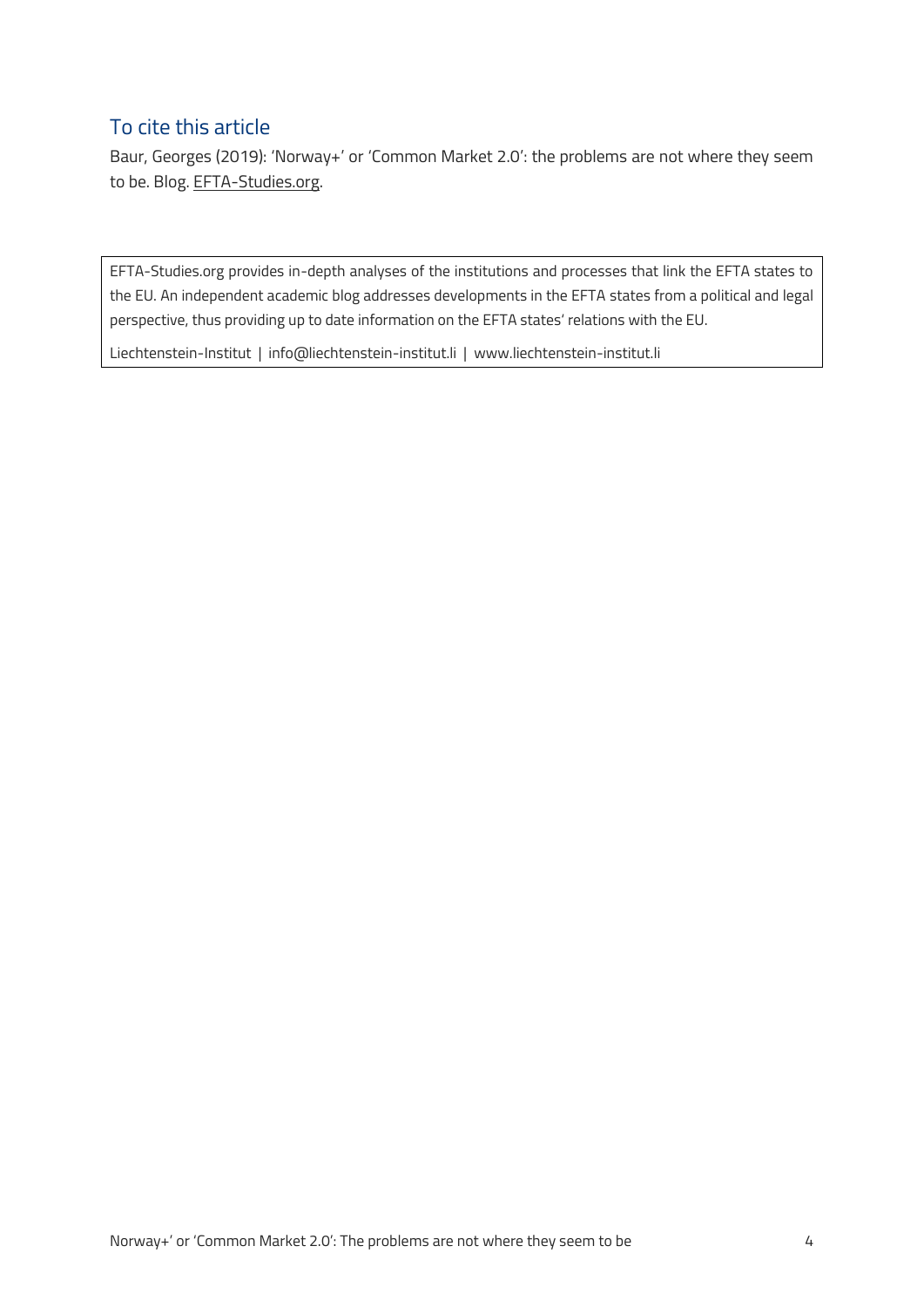## To cite this article

Baur, Georges (2019): 'Norway+' or 'Common Market 2.0': the problems are not where they seem to be. Blog. EFTA-Studies.org.

EFTA-Studies.org provides in-depth analyses of the institutions and processes that link the EFTA states to the EU. An independent academic blog addresses developments in the EFTA states from a political and legal perspective, thus providing up to date information on the EFTA states' relations with the EU.

Liechtenstein-Institut | info@liechtenstein-institut.li | www.liechtenstein-institut.li